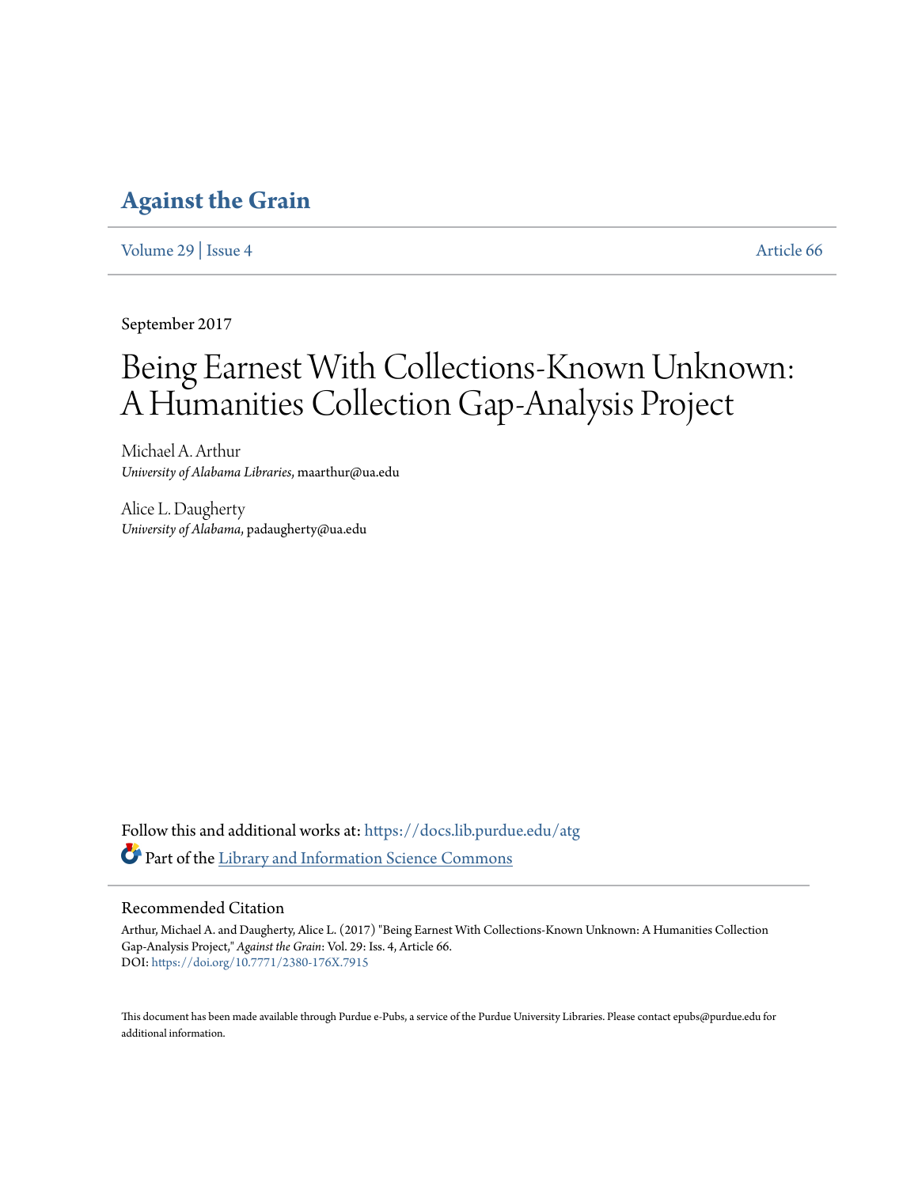# Against the Grain

Volume 29 | Issue 4 Article 66

September 2017

# Being Earnest With Collections-Known Unknown: A Humanities Collection Gap-Analysis Project

Michael A. Arthur
*University of Alabama Libraries*, maarthur@ua.edu

Alice L. Daugherty
*University of Alabama*, padaugherty@ua.edu

Follow this and additional works at: https://docs.lib.purdue.edu/atg

Part of the Library and Information Science Commons

## Recommended Citation

Arthur, Michael A. and Daugherty, Alice L. (2017) "Being Earnest With Collections-Known Unknown: A Humanities Collection Gap-Analysis Project," *Against the Grain*: Vol. 29: Iss. 4, Article 66.
DOI: https://doi.org/10.7771/2380-176X.7915

This document has been made available through Purdue e-Pubs, a service of the Purdue University Libraries. Please contact epubs@purdue.edu for additional information.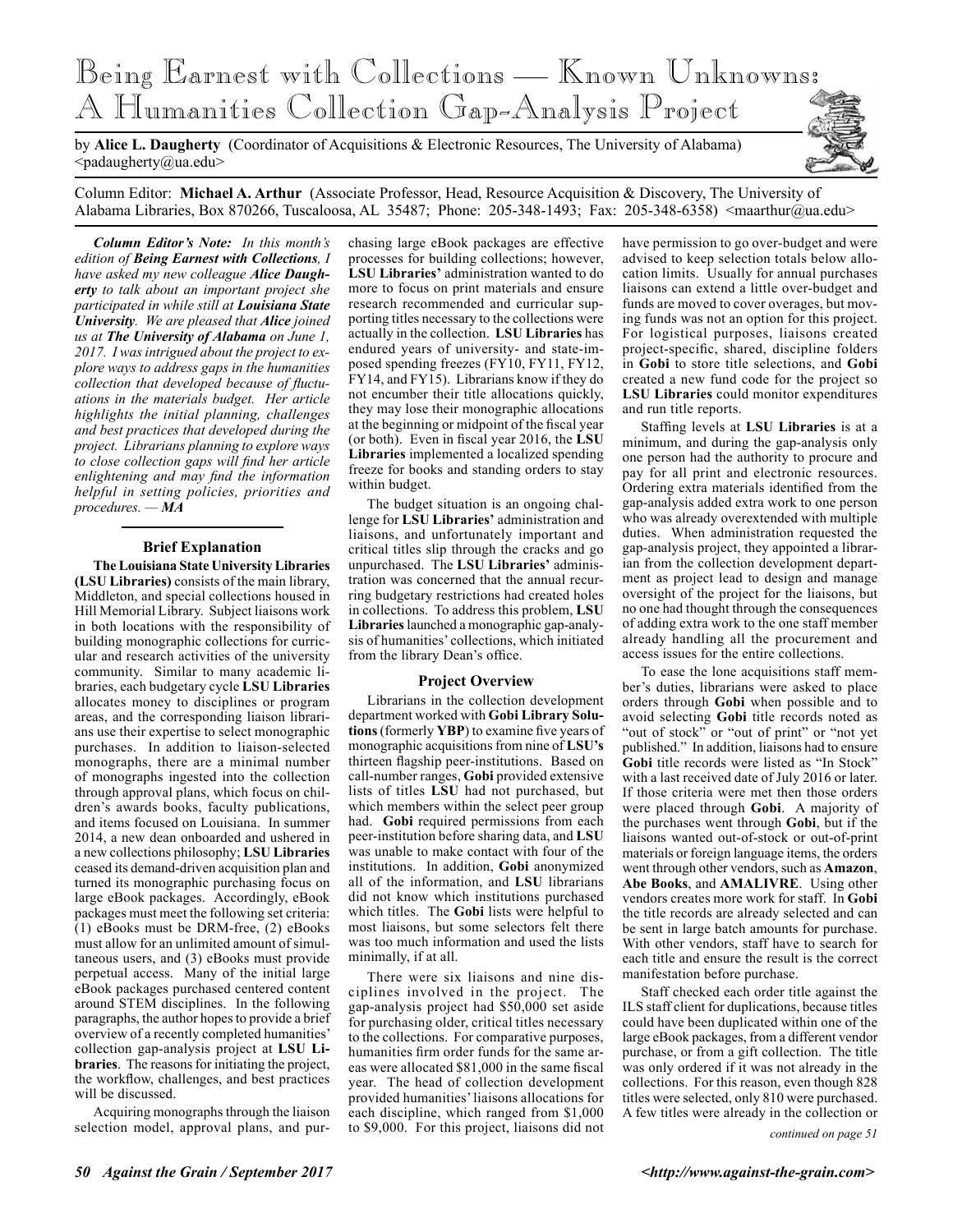# Being Earnest with Collections — Known Unknowns: A Humanities Collection Gap-Analysis Project

by **Alice L. Daugherty** (Coordinator of Acquisitions & Electronic Resources, The University of Alabama) <padaugherty@ua.edu>

Column Editor: **Michael A. Arthur** (Associate Professor, Head, Resource Acquisition & Discovery, The University of Alabama Libraries, Box 870266, Tuscaloosa, AL 35487; Phone: 205-348-1493; Fax: 205-348-6358) <maarthur@ua.edu>

***Column Editor's Note:*** *In this month's edition of* ***Being Earnest with Collections****, I have asked my new colleague* ***Alice Daugherty*** *to talk about an important project she participated in while still at* ***Louisiana State University****. We are pleased that* ***Alice*** *joined us at* ***The University of Alabama*** *on June 1, 2017. I was intrigued about the project to explore ways to address gaps in the humanities collection that developed because of fluctuations in the materials budget. Her article highlights the initial planning, challenges and best practices that developed during the project. Librarians planning to explore ways to close collection gaps will find her article enlightening and may find the information helpful in setting policies, priorities and procedures. — **MA***

## Brief Explanation

**The Louisiana State University Libraries (LSU Libraries)** consists of the main library, Middleton, and special collections housed in Hill Memorial Library. Subject liaisons work in both locations with the responsibility of building monographic collections for curricular and research activities of the university community. Similar to many academic libraries, each budgetary cycle **LSU Libraries** allocates money to disciplines or program areas, and the corresponding liaison librarians use their expertise to select monographic purchases. In addition to liaison-selected monographs, there are a minimal number of monographs ingested into the collection through approval plans, which focus on children's awards books, faculty publications, and items focused on Louisiana. In summer 2014, a new dean onboarded and ushered in a new collections philosophy; **LSU Libraries** ceased its demand-driven acquisition plan and turned its monographic purchasing focus on large eBook packages. Accordingly, eBook packages must meet the following set criteria: (1) eBooks must be DRM-free, (2) eBooks must allow for an unlimited amount of simultaneous users, and (3) eBooks must provide perpetual access. Many of the initial large eBook packages purchased centered content around STEM disciplines. In the following paragraphs, the author hopes to provide a brief overview of a recently completed humanities' collection gap-analysis project at **LSU Libraries**. The reasons for initiating the project, the workflow, challenges, and best practices will be discussed.

Acquiring monographs through the liaison selection model, approval plans, and purchasing large eBook packages are effective processes for building collections; however, **LSU Libraries'** administration wanted to do more to focus on print materials and ensure research recommended and curricular supporting titles necessary to the collections were actually in the collection. **LSU Libraries** has endured years of university- and state-imposed spending freezes (FY10, FY11, FY12, FY14, and FY15). Librarians know if they do not encumber their title allocations quickly, they may lose their monographic allocations at the beginning or midpoint of the fiscal year (or both). Even in fiscal year 2016, the **LSU Libraries** implemented a localized spending freeze for books and standing orders to stay within budget.

The budget situation is an ongoing challenge for **LSU Libraries'** administration and liaisons, and unfortunately important and critical titles slip through the cracks and go unpurchased. The **LSU Libraries'** administration was concerned that the annual recurring budgetary restrictions had created holes in collections. To address this problem, **LSU Libraries** launched a monographic gap-analysis of humanities' collections, which initiated from the library Dean's office.

## Project Overview

Librarians in the collection development department worked with **Gobi Library Solutions** (formerly **YBP**) to examine five years of monographic acquisitions from nine of **LSU's** thirteen flagship peer-institutions. Based on call-number ranges, **Gobi** provided extensive lists of titles **LSU** had not purchased, but which members within the select peer group had. **Gobi** required permissions from each peer-institution before sharing data, and **LSU** was unable to make contact with four of the institutions. In addition, **Gobi** anonymized all of the information, and **LSU** librarians did not know which institutions purchased which titles. The **Gobi** lists were helpful to most liaisons, but some selectors felt there was too much information and used the lists minimally, if at all.

There were six liaisons and nine disciplines involved in the project. The gap-analysis project had $50,000 set aside for purchasing older, critical titles necessary to the collections. For comparative purposes, humanities firm order funds for the same areas were allocated $81,000 in the same fiscal year. The head of collection development provided humanities' liaisons allocations for each discipline, which ranged from $1,000 to $9,000. For this project, liaisons did not have permission to go over-budget and were advised to keep selection totals below allocation limits. Usually for annual purchases liaisons can extend a little over-budget and funds are moved to cover overages, but moving funds was not an option for this project. For logistical purposes, liaisons created project-specific, shared, discipline folders in **Gobi** to store title selections, and **Gobi** created a new fund code for the project so **LSU Libraries** could monitor expenditures and run title reports.

Staffing levels at **LSU Libraries** is at a minimum, and during the gap-analysis only one person had the authority to procure and pay for all print and electronic resources. Ordering extra materials identified from the gap-analysis added extra work to one person who was already overextended with multiple duties. When administration requested the gap-analysis project, they appointed a librarian from the collection development department as project lead to design and manage oversight of the project for the liaisons, but no one had thought through the consequences of adding extra work to the one staff member already handling all the procurement and access issues for the entire collections.

To ease the lone acquisitions staff member's duties, librarians were asked to place orders through **Gobi** when possible and to avoid selecting **Gobi** title records noted as "out of stock" or "out of print" or "not yet published." In addition, liaisons had to ensure **Gobi** title records were listed as "In Stock" with a last received date of July 2016 or later. If those criteria were met then those orders were placed through **Gobi**. A majority of the purchases went through **Gobi**, but if the liaisons wanted out-of-stock or out-of-print materials or foreign language items, the orders went through other vendors, such as **Amazon**, **Abe Books**, and **AMALIVRE**. Using other vendors creates more work for staff. In **Gobi** the title records are already selected and can be sent in large batch amounts for purchase. With other vendors, staff have to search for each title and ensure the result is the correct manifestation before purchase.

Staff checked each order title against the ILS staff client for duplications, because titles could have been duplicated within one of the large eBook packages, from a different vendor purchase, or from a gift collection. The title was only ordered if it was not already in the collections. For this reason, even though 828 titles were selected, only 810 were purchased. A few titles were already in the collection or

*continued on page 51*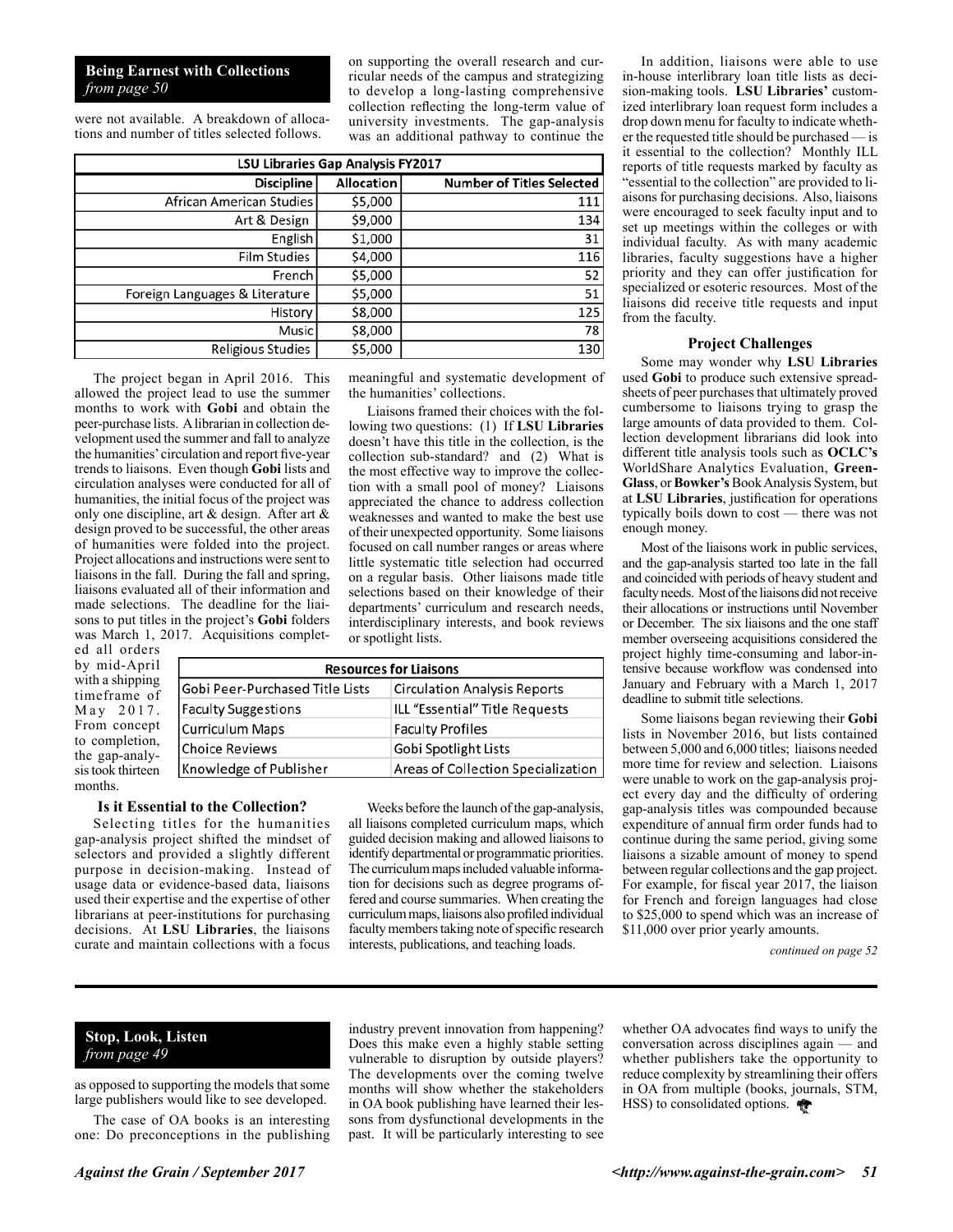## Being Earnest with Collections
*from page 50*

were not available. A breakdown of allocations and number of titles selected follows.

on supporting the overall research and curricular needs of the campus and strategizing to develop a long-lasting comprehensive collection reflecting the long-term value of university investments. The gap-analysis was an additional pathway to continue the meaningful and systematic development of the humanities' collections.

| LSU Libraries Gap Analysis FY2017 | | |
|---|---|---|
| Discipline | Allocation | Number of Titles Selected |
| African American Studies | $5,000 | 111 |
| Art & Design | $9,000 | 134 |
| English | $1,000 | 31 |
| Film Studies | $4,000 | 116 |
| French | $5,000 | 52 |
| Foreign Languages & Literature | $5,000 | 51 |
| History | $8,000 | 125 |
| Music | $8,000 | 78 |
| Religious Studies | $5,000 | 130 |

The project began in April 2016. This allowed the project lead to use the summer months to work with **Gobi** and obtain the peer-purchase lists. A librarian in collection development used the summer and fall to analyze the humanities' circulation and report five-year trends to liaisons. Even though **Gobi** lists and circulation analyses were conducted for all of humanities, the initial focus of the project was only one discipline, art & design. After art & design proved to be successful, the other areas of humanities were folded into the project. Project allocations and instructions were sent to liaisons in the fall. During the fall and spring, liaisons evaluated all of their information and made selections. The deadline for the liaisons to put titles in the project's **Gobi** folders was March 1, 2017. Acquisitions completed all orders by mid-April with a shipping timeframe of May 2017. From concept to completion, the gap-analysis took thirteen months.

Liaisons framed their choices with the following two questions: (1) If **LSU Libraries** doesn't have this title in the collection, is the collection sub-standard? and (2) What is the most effective way to improve the collection with a small pool of money? Liaisons appreciated the chance to address collection weaknesses and wanted to make the best use of their unexpected opportunity. Some liaisons focused on call number ranges or areas where little systematic title selection had occurred on a regular basis. Other liaisons made title selections based on their knowledge of their departments' curriculum and research needs, interdisciplinary interests, and book reviews or spotlight lists.

| Resources for Liaisons | |
|---|---|
| Gobi Peer-Purchased Title Lists | Circulation Analysis Reports |
| Faculty Suggestions | ILL "Essential" Title Requests |
| Curriculum Maps | Faculty Profiles |
| Choice Reviews | Gobi Spotlight Lists |
| Knowledge of Publisher | Areas of Collection Specialization |

### Is it Essential to the Collection?

Selecting titles for the humanities gap-analysis project shifted the mindset of selectors and provided a slightly different purpose in decision-making. Instead of usage data or evidence-based data, liaisons used their expertise and the expertise of other librarians at peer-institutions for purchasing decisions. At **LSU Libraries**, the liaisons curate and maintain collections with a focus on supporting the overall research and curricular needs of the campus and strategizing to develop a long-lasting comprehensive collection reflecting the long-term value of university investments.

Weeks before the launch of the gap-analysis, all liaisons completed curriculum maps, which guided decision making and allowed liaisons to identify departmental or programmatic priorities. The curriculum maps included valuable information for decisions such as degree programs offered and course summaries. When creating the curriculum maps, liaisons also profiled individual faculty members taking note of specific research interests, publications, and teaching loads.

In addition, liaisons were able to use in-house interlibrary loan title lists as decision-making tools. **LSU Libraries'** customized interlibrary loan request form includes a drop down menu for faculty to indicate whether the requested title should be purchased — is it essential to the collection? Monthly ILL reports of title requests marked by faculty as "essential to the collection" are provided to liaisons for purchasing decisions. Also, liaisons were encouraged to seek faculty input and to set up meetings within the colleges or with individual faculty. As with many academic libraries, faculty suggestions have a higher priority and they can offer justification for specialized or esoteric resources. Most of the liaisons did receive title requests and input from the faculty.

### Project Challenges

Some may wonder why **LSU Libraries** used **Gobi** to produce such extensive spreadsheets of peer purchases that ultimately proved cumbersome to liaisons trying to grasp the large amounts of data provided to them. Collection development librarians did look into different title analysis tools such as **OCLC's** WorldShare Analytics Evaluation, **GreenGlass**, or **Bowker's** Book Analysis System, but at **LSU Libraries**, justification for operations typically boils down to cost — there was not enough money.

Most of the liaisons work in public services, and the gap-analysis started too late in the fall and coincided with periods of heavy student and faculty needs. Most of the liaisons did not receive their allocations or instructions until November or December. The six liaisons and the one staff member overseeing acquisitions considered the project highly time-consuming and labor-intensive because workflow was condensed into January and February with a March 1, 2017 deadline to submit title selections.

Some liaisons began reviewing their **Gobi** lists in November 2016, but lists contained between 5,000 and 6,000 titles; liaisons needed more time for review and selection. Liaisons were unable to work on the gap-analysis project every day and the difficulty of ordering gap-analysis titles was compounded because expenditure of annual firm order funds had to continue during the same period, giving some liaisons a sizable amount of money to spend between regular collections and the gap project. For example, for fiscal year 2017, the liaison for French and foreign languages had close to $25,000 to spend which was an increase of $11,000 over prior yearly amounts.

*continued on page 52*

---

## Stop, Look, Listen
*from page 49*

as opposed to supporting the models that some large publishers would like to see developed.

The case of OA books is an interesting one: Do preconceptions in the publishing industry prevent innovation from happening? Does this make even a highly stable setting vulnerable to disruption by outside players? The developments over the coming twelve months will show whether the stakeholders in OA book publishing have learned their lessons from dysfunctional developments in the past. It will be particularly interesting to see whether OA advocates find ways to unify the conversation across disciplines again — and whether publishers take the opportunity to reduce complexity by streamlining their offers in OA from multiple (books, journals, STM, HSS) to consolidated options.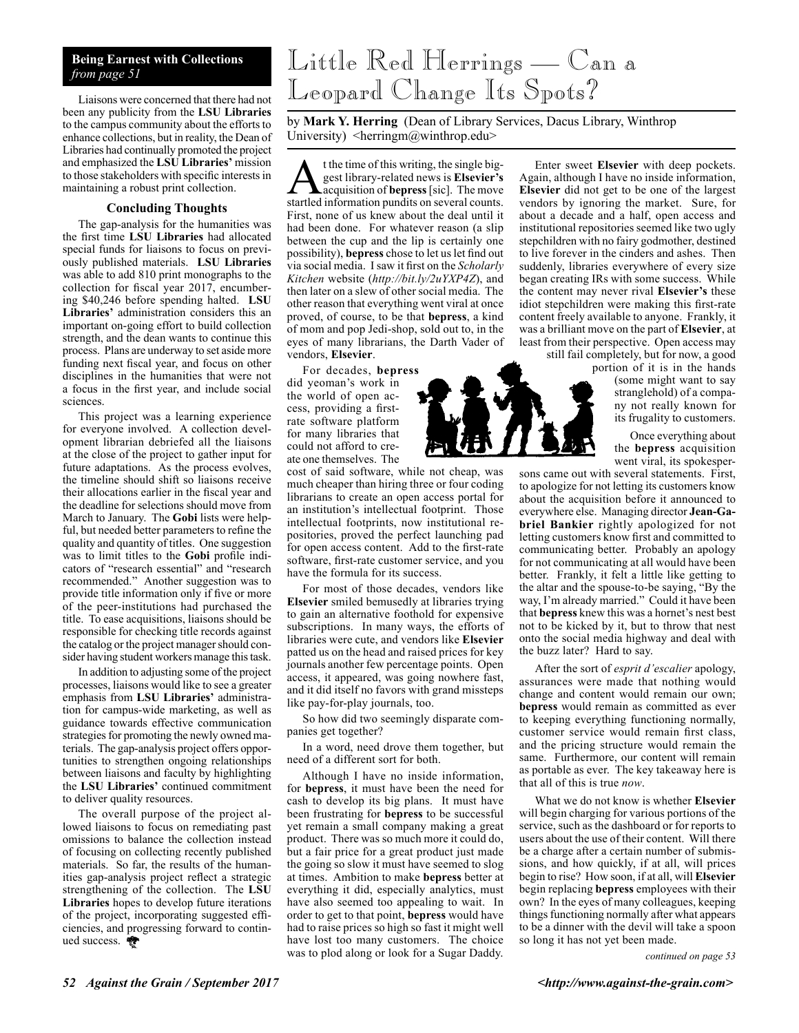**Being Earnest with Collections**
*from page 51*

Liaisons were concerned that there had not been any publicity from the **LSU Libraries** to the campus community about the efforts to enhance collections, but in reality, the Dean of Libraries had continually promoted the project and emphasized the **LSU Libraries'** mission to those stakeholders with specific interests in maintaining a robust print collection.

### Concluding Thoughts

The gap-analysis for the humanities was the first time **LSU Libraries** had allocated special funds for liaisons to focus on previously published materials. **LSU Libraries** was able to add 810 print monographs to the collection for fiscal year 2017, encumbering $40,246 before spending halted. **LSU Libraries'** administration considers this an important on-going effort to build collection strength, and the dean wants to continue this process. Plans are underway to set aside more funding next fiscal year, and focus on other disciplines in the humanities that were not a focus in the first year, and include social sciences.

This project was a learning experience for everyone involved. A collection development librarian debriefed all the liaisons at the close of the project to gather input for future adaptations. As the process evolves, the timeline should shift so liaisons receive their allocations earlier in the fiscal year and the deadline for selections should move from March to January. The **Gobi** lists were helpful, but needed better parameters to refine the quality and quantity of titles. One suggestion was to limit titles to the **Gobi** profile indicators of "research essential" and "research recommended." Another suggestion was to provide title information only if five or more of the peer-institutions had purchased the title. To ease acquisitions, liaisons should be responsible for checking title records against the catalog or the project manager should consider having student workers manage this task.

In addition to adjusting some of the project processes, liaisons would like to see a greater emphasis from **LSU Libraries'** administration for campus-wide marketing, as well as guidance towards effective communication strategies for promoting the newly owned materials. The gap-analysis project offers opportunities to strengthen ongoing relationships between liaisons and faculty by highlighting the **LSU Libraries'** continued commitment to deliver quality resources.

The overall purpose of the project allowed liaisons to focus on remediating past omissions to balance the collection instead of focusing on collecting recently published materials. So far, the results of the humanities gap-analysis project reflect a strategic strengthening of the collection. The **LSU Libraries** hopes to develop future iterations of the project, incorporating suggested efficiencies, and progressing forward to continued success.

# Little Red Herrings — Can a Leopard Change Its Spots?

by **Mark Y. Herring** (Dean of Library Services, Dacus Library, Winthrop University) <herringm@winthrop.edu>

At the time of this writing, the single biggest library-related news is **Elsevier's** acquisition of **bepress** [sic]. The move startled information pundits on several counts. First, none of us knew about the deal until it had been done. For whatever reason (a slip between the cup and the lip is certainly one possibility), **bepress** chose to let us let find out via social media. I saw it first on the *Scholarly Kitchen* website (*http://bit.ly/2uYXP4Z*), and then later on a slew of other social media. The other reason that everything went viral at once proved, of course, to be that **bepress**, a kind of mom and pop Jedi-shop, sold out to, in the eyes of many librarians, the Darth Vader of vendors, **Elsevier**.

For decades, **bepress** did yeoman's work in the world of open access, providing a first-rate software platform for many libraries that could not afford to create one themselves. The cost of said software, while not cheap, was much cheaper than hiring three or four coding librarians to create an open access portal for an institution's intellectual footprint. Those intellectual footprints, now institutional repositories, proved the perfect launching pad for open access content. Add to the first-rate software, first-rate customer service, and you have the formula for its success.

For most of those decades, vendors like **Elsevier** smiled bemusedly at libraries trying to gain an alternative foothold for expensive subscriptions. In many ways, the efforts of libraries were cute, and vendors like **Elsevier** patted us on the head and raised prices for key journals another few percentage points. Open access, it appeared, was going nowhere fast, and it did itself no favors with grand missteps like pay-for-play journals, too.

So how did two seemingly disparate companies get together?

In a word, need drove them together, but need of a different sort for both.

Although I have no inside information, for **bepress**, it must have been the need for cash to develop its big plans. It must have been frustrating for **bepress** to be successful yet remain a small company making a great product. There was so much more it could do, but a fair price for a great product just made the going so slow it must have seemed to slog at times. Ambition to make **bepress** better at everything it did, especially analytics, must have also seemed too appealing to wait. In order to get to that point, **bepress** would have had to raise prices so high so fast it might well have lost too many customers. The choice was to plod along or look for a Sugar Daddy.

Enter sweet **Elsevier** with deep pockets. Again, although I have no inside information, **Elsevier** did not get to be one of the largest vendors by ignoring the market. Sure, for about a decade and a half, open access and institutional repositories seemed like two ugly stepchildren with no fairy godmother, destined to live forever in the cinders and ashes. Then suddenly, libraries everywhere of every size began creating IRs with some success. While the content may never rival **Elsevier's** these idiot stepchildren were making this first-rate content freely available to anyone. Frankly, it was a brilliant move on the part of **Elsevier**, at least from their perspective. Open access may still fail completely, but for now, a good portion of it is in the hands (some might want to say stranglehold) of a company not really known for its frugality to customers.

Once everything about the **bepress** acquisition went viral, its spokespersons came out with several statements. First, to apologize for not letting its customers know about the acquisition before it announced to everywhere else. Managing director **Jean-Gabriel Bankier** rightly apologized for not letting customers know first and committed to communicating better. Probably an apology for not communicating at all would have been better. Frankly, it felt a little like getting to the altar and the spouse-to-be saying, "By the way, I'm already married." Could it have been that **bepress** knew this was a hornet's nest best not to be kicked by it, but to throw that nest onto the social media highway and deal with the buzz later? Hard to say.

After the sort of *esprit d'escalier* apology, assurances were made that nothing would change and content would remain our own; **bepress** would remain as committed as ever to keeping everything functioning normally, customer service would remain first class, and the pricing structure would remain the same. Furthermore, our content will remain as portable as ever. The key takeaway here is that all of this is true *now*.

What we do not know is whether **Elsevier** will begin charging for various portions of the service, such as the dashboard or for reports to users about the use of their content. Will there be a charge after a certain number of submissions, and how quickly, if at all, will prices begin to rise? How soon, if at all, will **Elsevier** begin replacing **bepress** employees with their own? In the eyes of many colleagues, keeping things functioning normally after what appears to be a dinner with the devil will take a spoon so long it has not yet been made.

*continued on page 53*